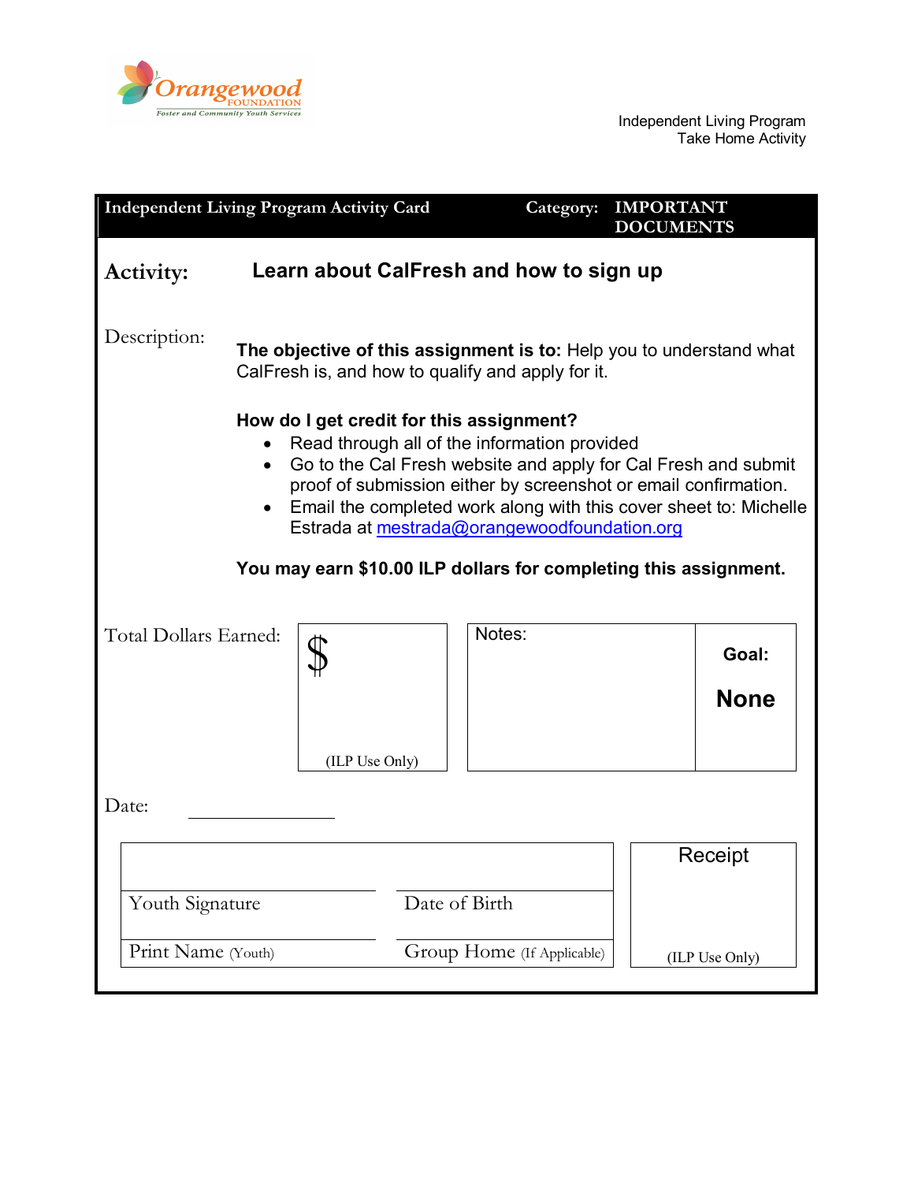Orangewood FOUNDATION
Foster and Community Youth Services

Independent Living Program
Take Home Activity

| Independent Living Program Activity Card | Category: IMPORTANT DOCUMENTS |
|---|---|

**Activity:** **Learn about CalFresh and how to sign up**

Description:

**The objective of this assignment is to:** Help you to understand what CalFresh is, and how to qualify and apply for it.

**How do I get credit for this assignment?**

- Read through all of the information provided
- Go to the Cal Fresh website and apply for Cal Fresh and submit proof of submission either by screenshot or email confirmation.
- Email the completed work along with this cover sheet to: Michelle Estrada at mestrada@orangewoodfoundation.org

**You may earn $10.00 ILP dollars for completing this assignment.**

| Total Dollars Earned: | $ (ILP Use Only) | Notes: | **Goal:** **None** |
|---|---|---|---|

Date: ______________

| | | Receipt |
|---|---|---|
| Youth Signature | Date of Birth | |
| Print Name (Youth) | Group Home (If Applicable) | (ILP Use Only) |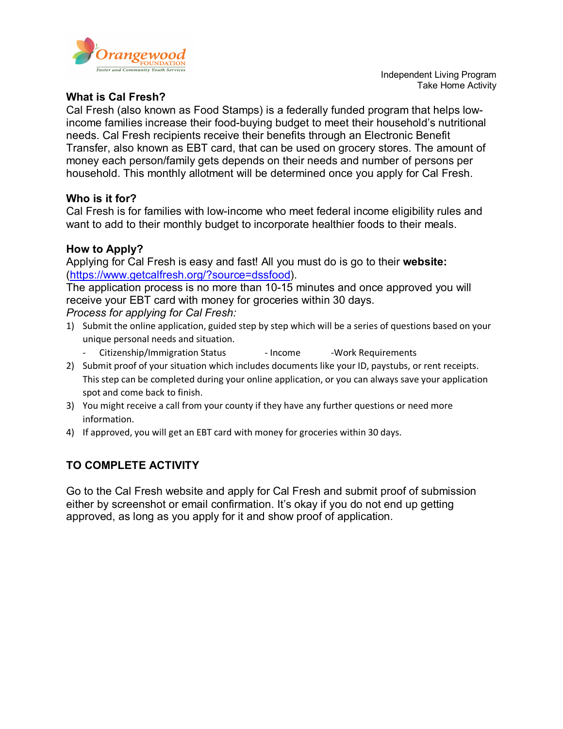Independent Living Program
Take Home Activity

**What is Cal Fresh?**

Cal Fresh (also known as Food Stamps) is a federally funded program that helps low-income families increase their food-buying budget to meet their household's nutritional needs. Cal Fresh recipients receive their benefits through an Electronic Benefit Transfer, also known as EBT card, that can be used on grocery stores. The amount of money each person/family gets depends on their needs and number of persons per household. This monthly allotment will be determined once you apply for Cal Fresh.

**Who is it for?**

Cal Fresh is for families with low-income who meet federal income eligibility rules and want to add to their monthly budget to incorporate healthier foods to their meals.

**How to Apply?**

Applying for Cal Fresh is easy and fast! All you must do is go to their **website:** (https://www.getcalfresh.org/?source=dssfood).

The application process is no more than 10-15 minutes and once approved you will receive your EBT card with money for groceries within 30 days.

*Process for applying for Cal Fresh:*

1) Submit the online application, guided step by step which will be a series of questions based on your unique personal needs and situation.
   - Citizenship/Immigration Status
   - Income
   - Work Requirements
2) Submit proof of your situation which includes documents like your ID, paystubs, or rent receipts. This step can be completed during your online application, or you can always save your application spot and come back to finish.
3) You might receive a call from your county if they have any further questions or need more information.
4) If approved, you will get an EBT card with money for groceries within 30 days.

**TO COMPLETE ACTIVITY**

Go to the Cal Fresh website and apply for Cal Fresh and submit proof of submission either by screenshot or email confirmation. It's okay if you do not end up getting approved, as long as you apply for it and show proof of application.